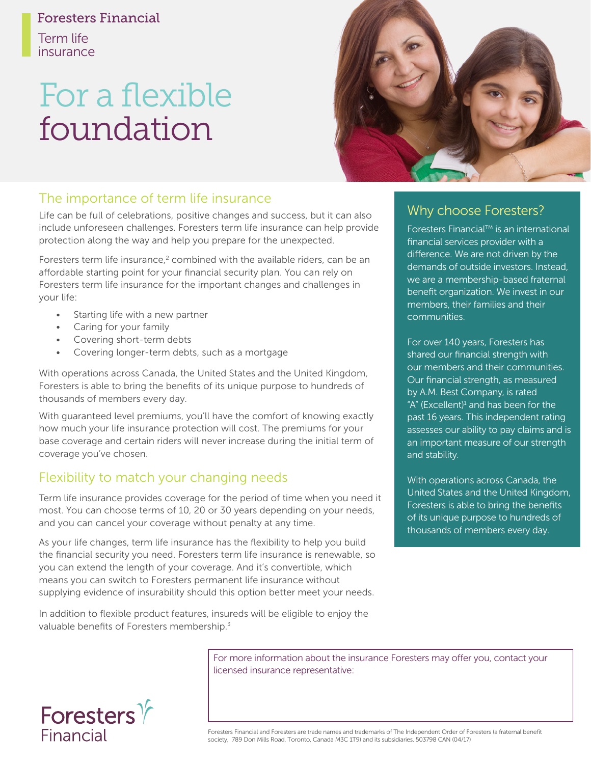Foresters Financial

Term life insurance

# For a flexible foundation

## The importance of term life insurance

Life can be full of celebrations, positive changes and success, but it can also include unforeseen challenges. Foresters term life insurance can help provide protection along the way and help you prepare for the unexpected.

Foresters term life insurance,[2] combined with the available riders, can be an affordable starting point for your financial security plan. You can rely on Foresters term life insurance for the important changes and challenges in your life:

- Starting life with a new partner
- Caring for your family
- Covering short-term debts
- Covering longer-term debts, such as a mortgage

With operations across Canada, the United States and the United Kingdom, Foresters is able to bring the benefits of its unique purpose to hundreds of thousands of members every day.

With guaranteed level premiums, you'll have the comfort of knowing exactly how much your life insurance protection will cost. The premiums for your base coverage and certain riders will never increase during the initial term of coverage you've chosen.

## Flexibility to match your changing needs

Term life insurance provides coverage for the period of time when you need it most. You can choose terms of 10, 20 or 30 years depending on your needs, and you can cancel your coverage without penalty at any time.

As your life changes, term life insurance has the flexibility to help you build the financial security you need. Foresters term life insurance is renewable, so you can extend the length of your coverage. And it's convertible, which means you can switch to Foresters permanent life insurance without supplying evidence of insurability should this option better meet your needs.

In addition to flexible product features, insureds will be eligible to enjoy the valuable benefits of Foresters membership.[3]

## Why choose Foresters?

Foresters Financial™ is an international financial services provider with a difference. We are not driven by the demands of outside investors. Instead, we are a membership-based fraternal benefit organization. We invest in our members, their families and their communities.

For over 140 years, Foresters has shared our financial strength with our members and their communities. Our financial strength, as measured by A.M. Best Company, is rated "A" (Excellent)[1] and has been for the past 16 years. This independent rating assesses our ability to pay claims and is an important measure of our strength and stability.

With operations across Canada, the United States and the United Kingdom, Foresters is able to bring the benefits of its unique purpose to hundreds of thousands of members every day.

For more information about the insurance Foresters may offer you, contact your licensed insurance representative:

Foresters Financial

Foresters Financial and Foresters are trade names and trademarks of The Independent Order of Foresters (a fraternal benefit society, 789 Don Mills Road, Toronto, Canada M3C 1T9) and its subsidiaries. 503798 CAN (04/17)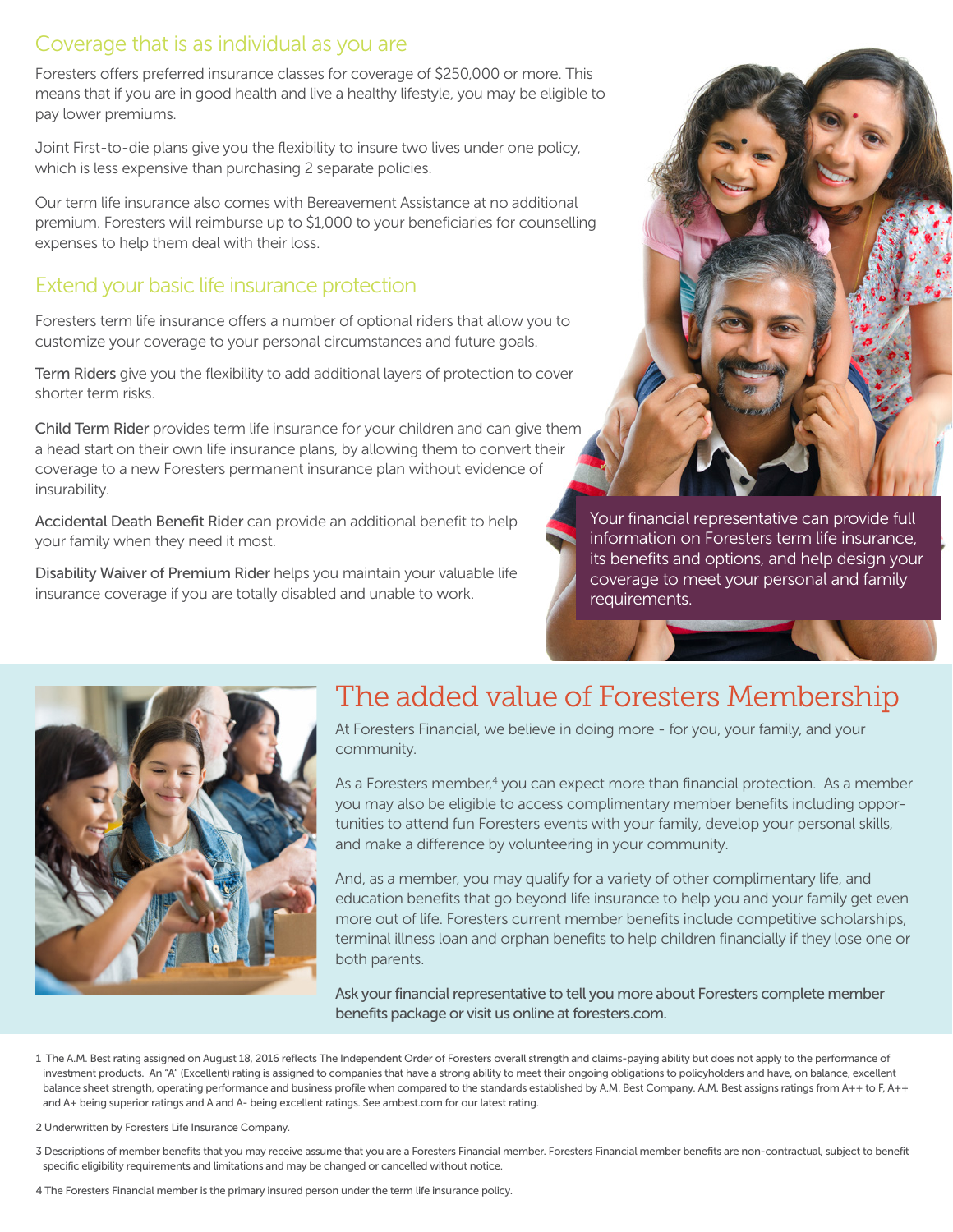## Coverage that is as individual as you are

Foresters offers preferred insurance classes for coverage of $250,000 or more. This means that if you are in good health and live a healthy lifestyle, you may be eligible to pay lower premiums.

Joint First-to-die plans give you the flexibility to insure two lives under one policy, which is less expensive than purchasing 2 separate policies.

Our term life insurance also comes with Bereavement Assistance at no additional premium. Foresters will reimburse up to $1,000 to your beneficiaries for counselling expenses to help them deal with their loss.

## Extend your basic life insurance protection

Foresters term life insurance offers a number of optional riders that allow you to customize your coverage to your personal circumstances and future goals.

**Term Riders** give you the flexibility to add additional layers of protection to cover shorter term risks.

**Child Term Rider** provides term life insurance for your children and can give them a head start on their own life insurance plans, by allowing them to convert their coverage to a new Foresters permanent insurance plan without evidence of insurability.

**Accidental Death Benefit Rider** can provide an additional benefit to help your family when they need it most.

**Disability Waiver of Premium Rider** helps you maintain your valuable life insurance coverage if you are totally disabled and unable to work.

Your financial representative can provide full information on Foresters term life insurance, its benefits and options, and help design your coverage to meet your personal and family requirements.

# The added value of Foresters Membership

At Foresters Financial, we believe in doing more - for you, your family, and your community.

As a Foresters member,[4] you can expect more than financial protection. As a member you may also be eligible to access complimentary member benefits including opportunities to attend fun Foresters events with your family, develop your personal skills, and make a difference by volunteering in your community.

And, as a member, you may qualify for a variety of other complimentary life, and education benefits that go beyond life insurance to help you and your family get even more out of life. Foresters current member benefits include competitive scholarships, terminal illness loan and orphan benefits to help children financially if they lose one or both parents.

**Ask your financial representative to tell you more about Foresters complete member benefits package or visit us online at foresters.com.**

1 The A.M. Best rating assigned on August 18, 2016 reflects The Independent Order of Foresters overall strength and claims-paying ability but does not apply to the performance of investment products. An "A" (Excellent) rating is assigned to companies that have a strong ability to meet their ongoing obligations to policyholders and have, on balance, excellent balance sheet strength, operating performance and business profile when compared to the standards established by A.M. Best Company. A.M. Best assigns ratings from A++ to F, A++ and A+ being superior ratings and A and A- being excellent ratings. See ambest.com for our latest rating.

2 Underwritten by Foresters Life Insurance Company.

3 Descriptions of member benefits that you may receive assume that you are a Foresters Financial member. Foresters Financial member benefits are non-contractual, subject to benefit specific eligibility requirements and limitations and may be changed or cancelled without notice.

4 The Foresters Financial member is the primary insured person under the term life insurance policy.